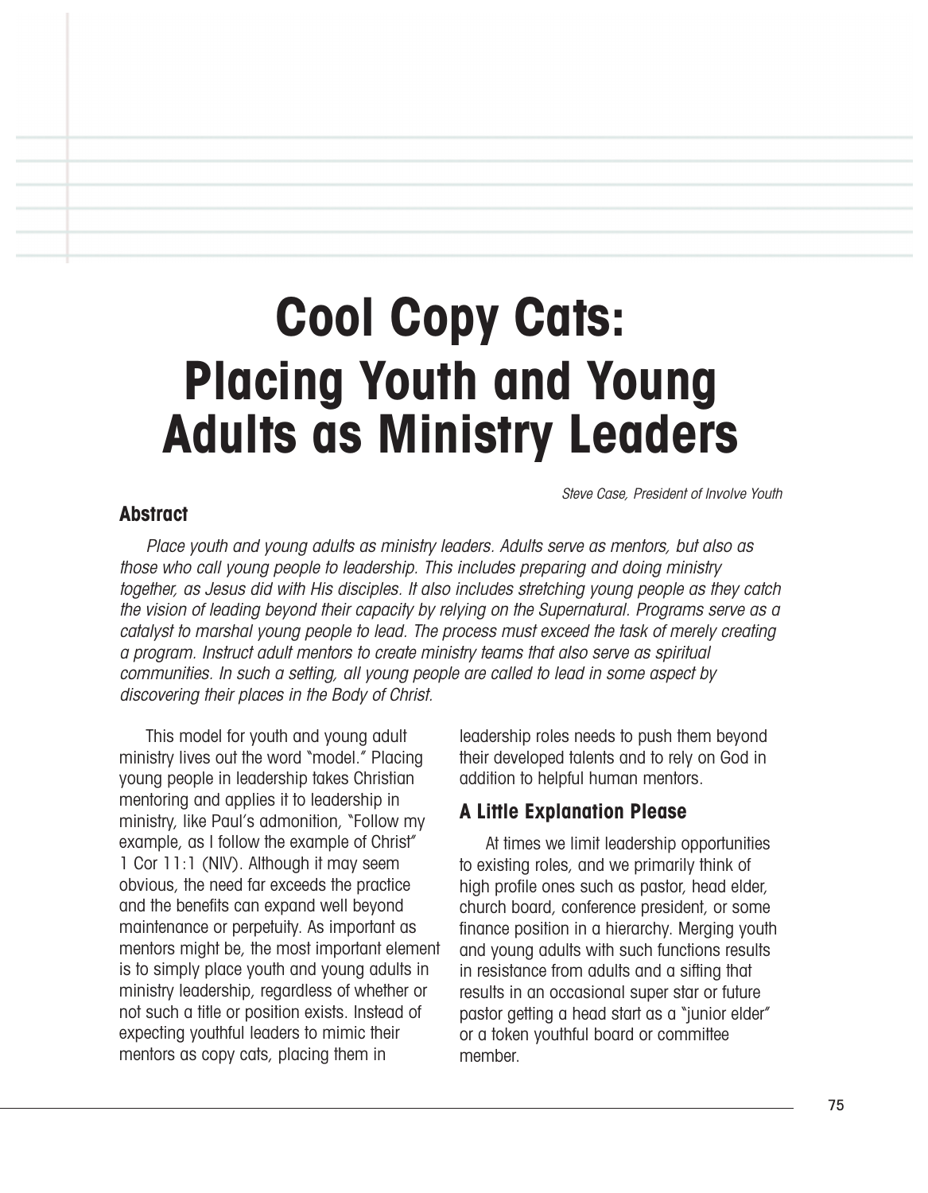# Cool Copy Cats: Placing Youth and Young Adults as Ministry Leaders

*Steve Case, President of Involve Youth*

## Abstract

*Place youth and young adults as ministry leaders. Adults serve as mentors, but also as those who call young people to leadership. This includes preparing and doing ministry together, as Jesus did with His disciples. It also includes stretching young people as they catch the vision of leading beyond their capacity by relying on the Supernatural. Programs serve as a catalyst to marshal young people to lead. The process must exceed the task of merely creating a program. Instruct adult mentors to create ministry teams that also serve as spiritual communities. In such a setting, all young people are called to lead in some aspect by discovering their places in the Body of Christ.*

This model for youth and young adult ministry lives out the word "model." Placing young people in leadership takes Christian mentoring and applies it to leadership in ministry, like Paul's admonition, "Follow my example, as I follow the example of Christ" 1 Cor 11:1 (NIV). Although it may seem obvious, the need far exceeds the practice and the benefits can expand well beyond maintenance or perpetuity. As important as mentors might be, the most important element is to simply place youth and young adults in ministry leadership, regardless of whether or not such a title or position exists. Instead of expecting youthful leaders to mimic their mentors as copy cats, placing them in leadership roles needs to push them beyond their developed talents and to rely on God in addition to helpful human mentors.

### A Little Explanation Please

At times we limit leadership opportunities to existing roles, and we primarily think of high profile ones such as pastor, head elder, church board, conference president, or some finance position in a hierarchy. Merging youth and young adults with such functions results in resistance from adults and a sifting that results in an occasional super star or future pastor getting a head start as a "junior elder" or a token youthful board or committee member.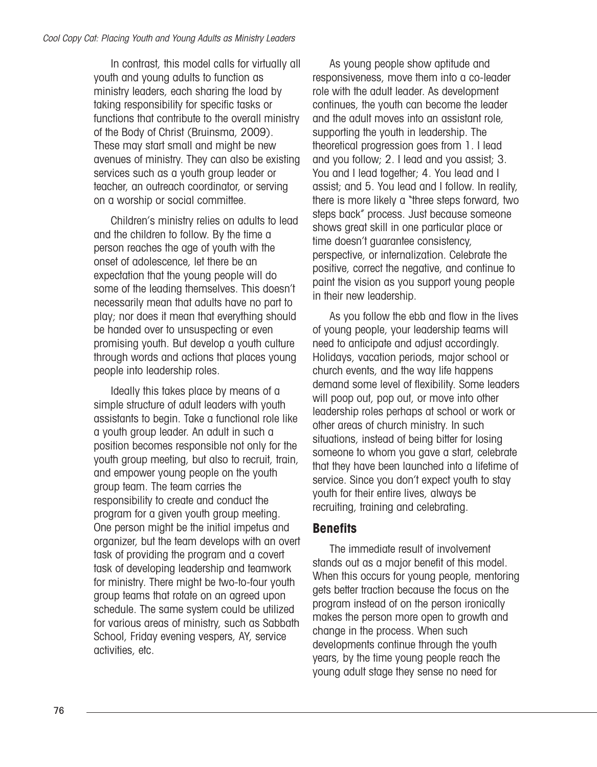In contrast, this model calls for virtually all youth and young adults to function as ministry leaders, each sharing the load by taking responsibility for specific tasks or functions that contribute to the overall ministry of the Body of Christ (Bruinsma, 2009). These may start small and might be new avenues of ministry. They can also be existing services such as a youth group leader or teacher, an outreach coordinator, or serving on a worship or social committee.

Children's ministry relies on adults to lead and the children to follow. By the time a person reaches the age of youth with the onset of adolescence, let there be an expectation that the young people will do some of the leading themselves. This doesn't necessarily mean that adults have no part to play; nor does it mean that everything should be handed over to unsuspecting or even promising youth. But develop a youth culture through words and actions that places young people into leadership roles.

Ideally this takes place by means of a simple structure of adult leaders with youth assistants to begin. Take a functional role like a youth group leader. An adult in such a position becomes responsible not only for the youth group meeting, but also to recruit, train, and empower young people on the youth group team. The team carries the responsibility to create and conduct the program for a given youth group meeting. One person might be the initial impetus and organizer, but the team develops with an overt task of providing the program and a covert task of developing leadership and teamwork for ministry. There might be two-to-four youth group teams that rotate on an agreed upon schedule. The same system could be utilized for various areas of ministry, such as Sabbath School, Friday evening vespers, AY, service activities, etc.

As young people show aptitude and responsiveness, move them into a co-leader role with the adult leader. As development continues, the youth can become the leader and the adult moves into an assistant role, supporting the youth in leadership. The theoretical progression goes from 1. I lead and you follow; 2. I lead and you assist; 3. You and I lead together; 4. You lead and I assist; and 5. You lead and I follow. In reality, there is more likely a "three steps forward, two steps back" process. Just because someone shows great skill in one particular place or time doesn't guarantee consistency, perspective, or internalization. Celebrate the positive, correct the negative, and continue to paint the vision as you support young people in their new leadership.

As you follow the ebb and flow in the lives of young people, your leadership teams will need to anticipate and adjust accordingly. Holidays, vacation periods, major school or church events, and the way life happens demand some level of flexibility. Some leaders will poop out, pop out, or move into other leadership roles perhaps at school or work or other areas of church ministry. In such situations, instead of being bitter for losing someone to whom you gave a start, celebrate that they have been launched into a lifetime of service. Since you don't expect youth to stay youth for their entire lives, always be recruiting, training and celebrating.

## Benefits

The immediate result of involvement stands out as a major benefit of this model. When this occurs for young people, mentoring gets better traction because the focus on the program instead of on the person ironically makes the person more open to growth and change in the process. When such developments continue through the youth years, by the time young people reach the young adult stage they sense no need for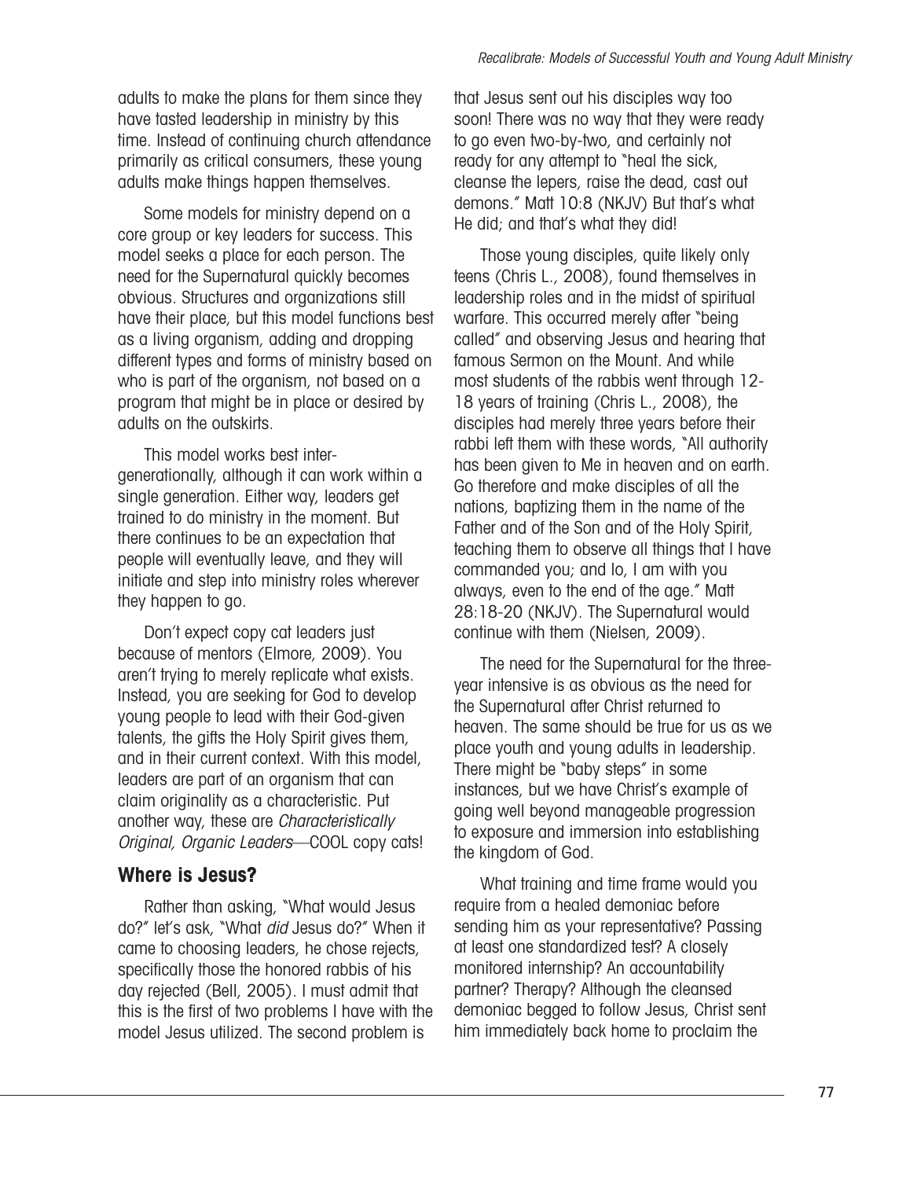adults to make the plans for them since they have tasted leadership in ministry by this time. Instead of continuing church attendance primarily as critical consumers, these young adults make things happen themselves.

Some models for ministry depend on a core group or key leaders for success. This model seeks a place for each person. The need for the Supernatural quickly becomes obvious. Structures and organizations still have their place, but this model functions best as a living organism, adding and dropping different types and forms of ministry based on who is part of the organism, not based on a program that might be in place or desired by adults on the outskirts.

This model works best inter-generationally, although it can work within a single generation. Either way, leaders get trained to do ministry in the moment. But there continues to be an expectation that people will eventually leave, and they will initiate and step into ministry roles wherever they happen to go.

Don't expect copy cat leaders just because of mentors (Elmore, 2009). You aren't trying to merely replicate what exists. Instead, you are seeking for God to develop young people to lead with their God-given talents, the gifts the Holy Spirit gives them, and in their current context. With this model, leaders are part of an organism that can claim originality as a characteristic. Put another way, these are *Characteristically Original, Organic Leaders*—COOL copy cats!

## Where is Jesus?

Rather than asking, "What would Jesus do?" let's ask, "What *did* Jesus do?" When it came to choosing leaders, he chose rejects, specifically those the honored rabbis of his day rejected (Bell, 2005). I must admit that this is the first of two problems I have with the model Jesus utilized. The second problem is that Jesus sent out his disciples way too soon! There was no way that they were ready to go even two-by-two, and certainly not ready for any attempt to "heal the sick, cleanse the lepers, raise the dead, cast out demons." Matt 10:8 (NKJV) But that's what He did; and that's what they did!

Those young disciples, quite likely only teens (Chris L., 2008), found themselves in leadership roles and in the midst of spiritual warfare. This occurred merely after "being called" and observing Jesus and hearing that famous Sermon on the Mount. And while most students of the rabbis went through 12-18 years of training (Chris L., 2008), the disciples had merely three years before their rabbi left them with these words, "All authority has been given to Me in heaven and on earth. Go therefore and make disciples of all the nations, baptizing them in the name of the Father and of the Son and of the Holy Spirit, teaching them to observe all things that I have commanded you; and lo, I am with you always, even to the end of the age." Matt 28:18-20 (NKJV). The Supernatural would continue with them (Nielsen, 2009).

The need for the Supernatural for the three-year intensive is as obvious as the need for the Supernatural after Christ returned to heaven. The same should be true for us as we place youth and young adults in leadership. There might be "baby steps" in some instances, but we have Christ's example of going well beyond manageable progression to exposure and immersion into establishing the kingdom of God.

What training and time frame would you require from a healed demoniac before sending him as your representative? Passing at least one standardized test? A closely monitored internship? An accountability partner? Therapy? Although the cleansed demoniac begged to follow Jesus, Christ sent him immediately back home to proclaim the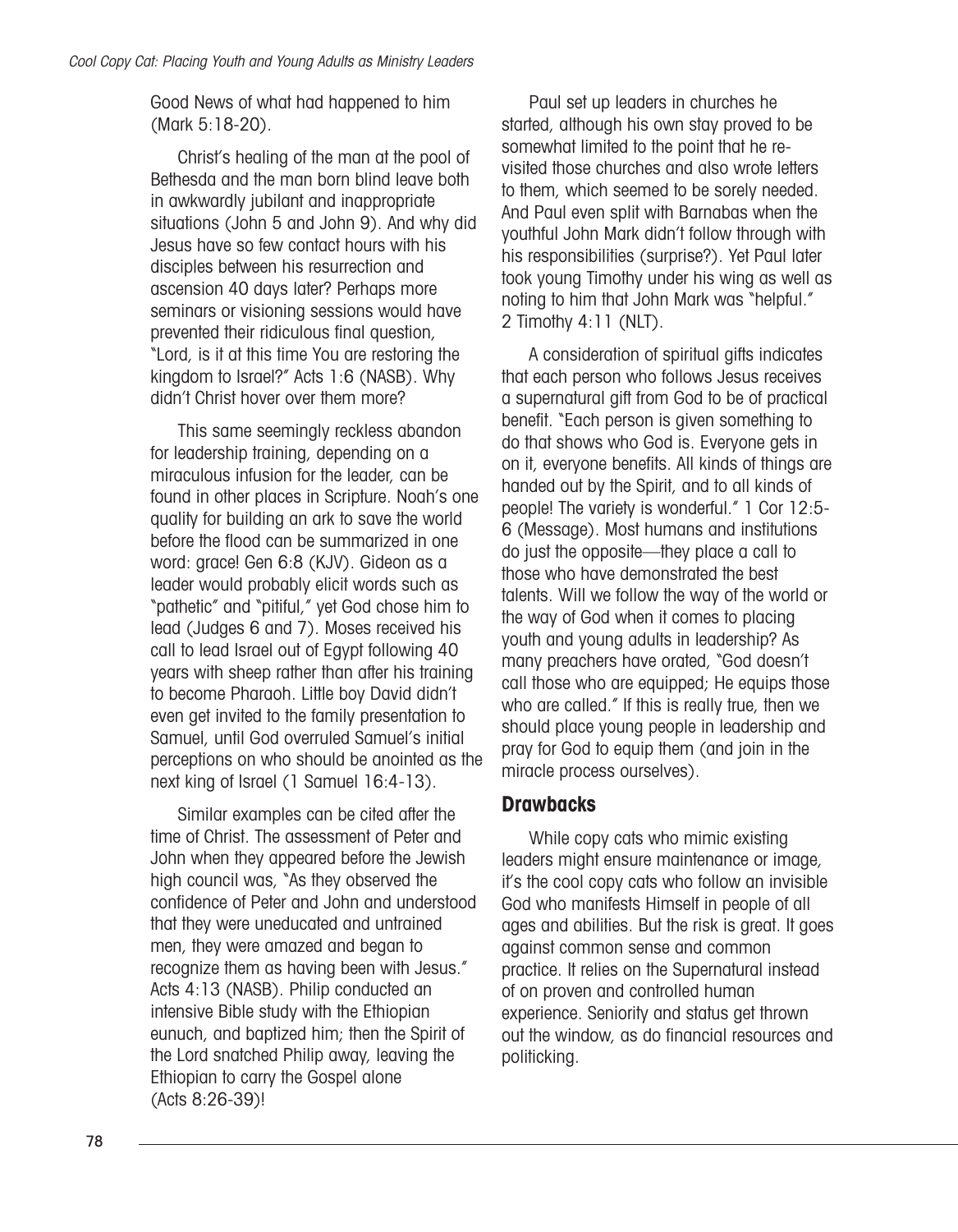Good News of what had happened to him (Mark 5:18-20).

Christ's healing of the man at the pool of Bethesda and the man born blind leave both in awkwardly jubilant and inappropriate situations (John 5 and John 9). And why did Jesus have so few contact hours with his disciples between his resurrection and ascension 40 days later? Perhaps more seminars or visioning sessions would have prevented their ridiculous final question, "Lord, is it at this time You are restoring the kingdom to Israel?" Acts 1:6 (NASB). Why didn't Christ hover over them more?

This same seemingly reckless abandon for leadership training, depending on a miraculous infusion for the leader, can be found in other places in Scripture. Noah's one quality for building an ark to save the world before the flood can be summarized in one word: grace! Gen 6:8 (KJV). Gideon as a leader would probably elicit words such as "pathetic" and "pitiful," yet God chose him to lead (Judges 6 and 7). Moses received his call to lead Israel out of Egypt following 40 years with sheep rather than after his training to become Pharaoh. Little boy David didn't even get invited to the family presentation to Samuel, until God overruled Samuel's initial perceptions on who should be anointed as the next king of Israel (1 Samuel 16:4-13).

Similar examples can be cited after the time of Christ. The assessment of Peter and John when they appeared before the Jewish high council was, "As they observed the confidence of Peter and John and understood that they were uneducated and untrained men, they were amazed and began to recognize them as having been with Jesus." Acts 4:13 (NASB). Philip conducted an intensive Bible study with the Ethiopian eunuch, and baptized him; then the Spirit of the Lord snatched Philip away, leaving the Ethiopian to carry the Gospel alone (Acts 8:26-39)!

Paul set up leaders in churches he started, although his own stay proved to be somewhat limited to the point that he re-visited those churches and also wrote letters to them, which seemed to be sorely needed. And Paul even split with Barnabas when the youthful John Mark didn't follow through with his responsibilities (surprise?). Yet Paul later took young Timothy under his wing as well as noting to him that John Mark was "helpful." 2 Timothy 4:11 (NLT).

A consideration of spiritual gifts indicates that each person who follows Jesus receives a supernatural gift from God to be of practical benefit. "Each person is given something to do that shows who God is. Everyone gets in on it, everyone benefits. All kinds of things are handed out by the Spirit, and to all kinds of people! The variety is wonderful." 1 Cor 12:5-6 (Message). Most humans and institutions do just the opposite—they place a call to those who have demonstrated the best talents. Will we follow the way of the world or the way of God when it comes to placing youth and young adults in leadership? As many preachers have orated, "God doesn't call those who are equipped; He equips those who are called." If this is really true, then we should place young people in leadership and pray for God to equip them (and join in the miracle process ourselves).

## Drawbacks

While copy cats who mimic existing leaders might ensure maintenance or image, it's the cool copy cats who follow an invisible God who manifests Himself in people of all ages and abilities. But the risk is great. It goes against common sense and common practice. It relies on the Supernatural instead of on proven and controlled human experience. Seniority and status get thrown out the window, as do financial resources and politicking.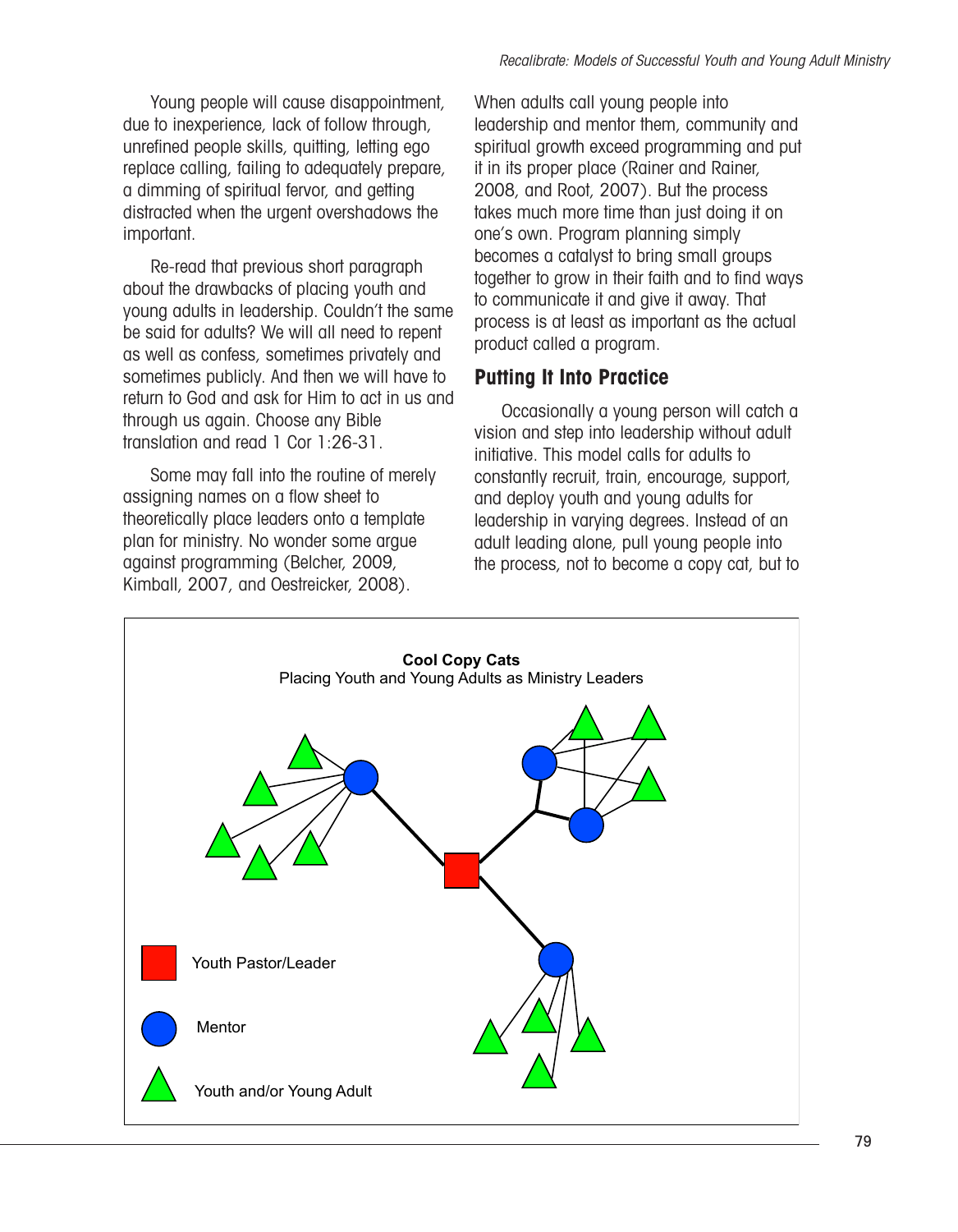Young people will cause disappointment, due to inexperience, lack of follow through, unrefined people skills, quitting, letting ego replace calling, failing to adequately prepare, a dimming of spiritual fervor, and getting distracted when the urgent overshadows the important.

Re-read that previous short paragraph about the drawbacks of placing youth and young adults in leadership. Couldn't the same be said for adults? We will all need to repent as well as confess, sometimes privately and sometimes publicly. And then we will have to return to God and ask for Him to act in us and through us again. Choose any Bible translation and read 1 Cor 1:26-31.

Some may fall into the routine of merely assigning names on a flow sheet to theoretically place leaders onto a template plan for ministry. No wonder some argue against programming (Belcher, 2009, Kimball, 2007, and Oestreicker, 2008). When adults call young people into leadership and mentor them, community and spiritual growth exceed programming and put it in its proper place (Rainer and Rainer, 2008, and Root, 2007). But the process takes much more time than just doing it on one's own. Program planning simply becomes a catalyst to bring small groups together to grow in their faith and to find ways to communicate it and give it away. That process is at least as important as the actual product called a program.

## Putting It Into Practice

Occasionally a young person will catch a vision and step into leadership without adult initiative. This model calls for adults to constantly recruit, train, encourage, support, and deploy youth and young adults for leadership in varying degrees. Instead of an adult leading alone, pull young people into the process, not to become a copy cat, but to

**Cool Copy Cats**
Placing Youth and Young Adults as Ministry Leaders

- Youth Pastor/Leader
- Mentor
- Youth and/or Young Adult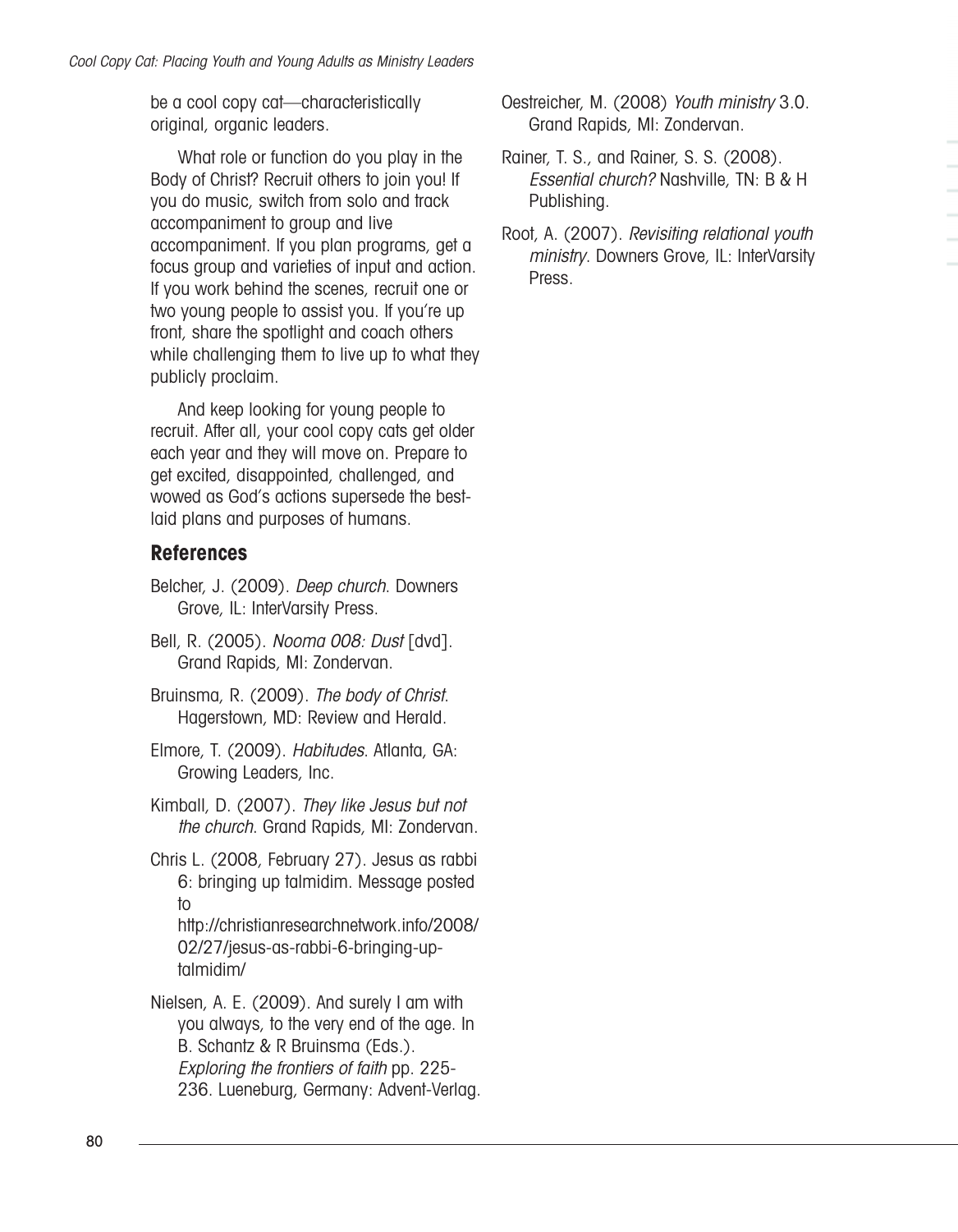be a cool copy cat—characteristically original, organic leaders.

What role or function do you play in the Body of Christ? Recruit others to join you! If you do music, switch from solo and track accompaniment to group and live accompaniment. If you plan programs, get a focus group and varieties of input and action. If you work behind the scenes, recruit one or two young people to assist you. If you're up front, share the spotlight and coach others while challenging them to live up to what they publicly proclaim.

And keep looking for young people to recruit. After all, your cool copy cats get older each year and they will move on. Prepare to get excited, disappointed, challenged, and wowed as God's actions supersede the best-laid plans and purposes of humans.

## References

Belcher, J. (2009). *Deep church*. Downers Grove, IL: InterVarsity Press.

Bell, R. (2005). *Nooma 008: Dust* [dvd]. Grand Rapids, MI: Zondervan.

Bruinsma, R. (2009). *The body of Christ*. Hagerstown, MD: Review and Herald.

Elmore, T. (2009). *Habitudes*. Atlanta, GA: Growing Leaders, Inc.

Kimball, D. (2007). *They like Jesus but not the church*. Grand Rapids, MI: Zondervan.

Chris L. (2008, February 27). Jesus as rabbi 6: bringing up talmidim. Message posted to http://christianresearchnetwork.info/2008/02/27/jesus-as-rabbi-6-bringing-up-talmidim/

Nielsen, A. E. (2009). And surely I am with you always, to the very end of the age. In B. Schantz & R Bruinsma (Eds.). *Exploring the frontiers of faith* pp. 225-236. Lueneburg, Germany: Advent-Verlag.

Oestreicher, M. (2008) *Youth ministry* 3.0. Grand Rapids, MI: Zondervan.

Rainer, T. S., and Rainer, S. S. (2008). *Essential church?* Nashville, TN: B & H Publishing.

Root, A. (2007). *Revisiting relational youth ministry*. Downers Grove, IL: InterVarsity Press.